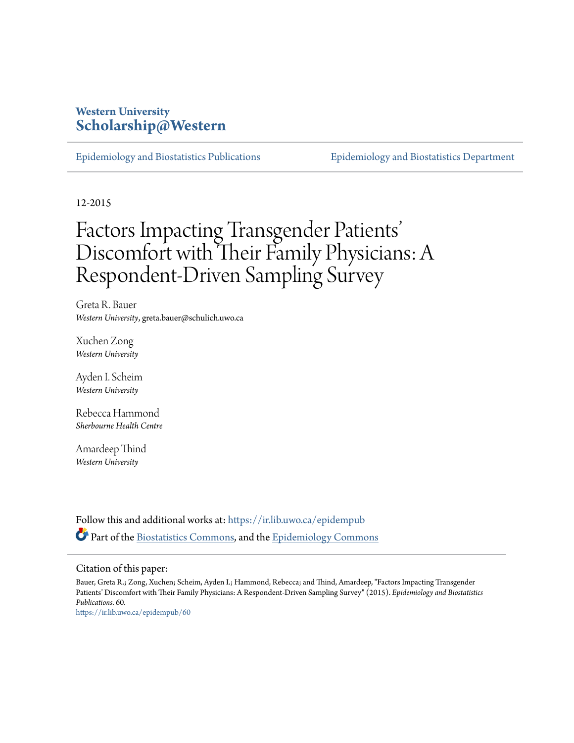Western University
**Scholarship@Western**

Epidemiology and Biostatistics Publications | Epidemiology and Biostatistics Department

12-2015

# Factors Impacting Transgender Patients' Discomfort with Their Family Physicians: A Respondent-Driven Sampling Survey

Greta R. Bauer
*Western University*, greta.bauer@schulich.uwo.ca

Xuchen Zong
*Western University*

Ayden I. Scheim
*Western University*

Rebecca Hammond
*Sherbourne Health Centre*

Amardeep Thind
*Western University*

Follow this and additional works at: https://ir.lib.uwo.ca/epidempub

Part of the Biostatistics Commons, and the Epidemiology Commons

Citation of this paper:

Bauer, Greta R.; Zong, Xuchen; Scheim, Ayden I.; Hammond, Rebecca; and Thind, Amardeep, "Factors Impacting Transgender Patients' Discomfort with Their Family Physicians: A Respondent-Driven Sampling Survey" (2015). *Epidemiology and Biostatistics Publications*. 60.
https://ir.lib.uwo.ca/epidempub/60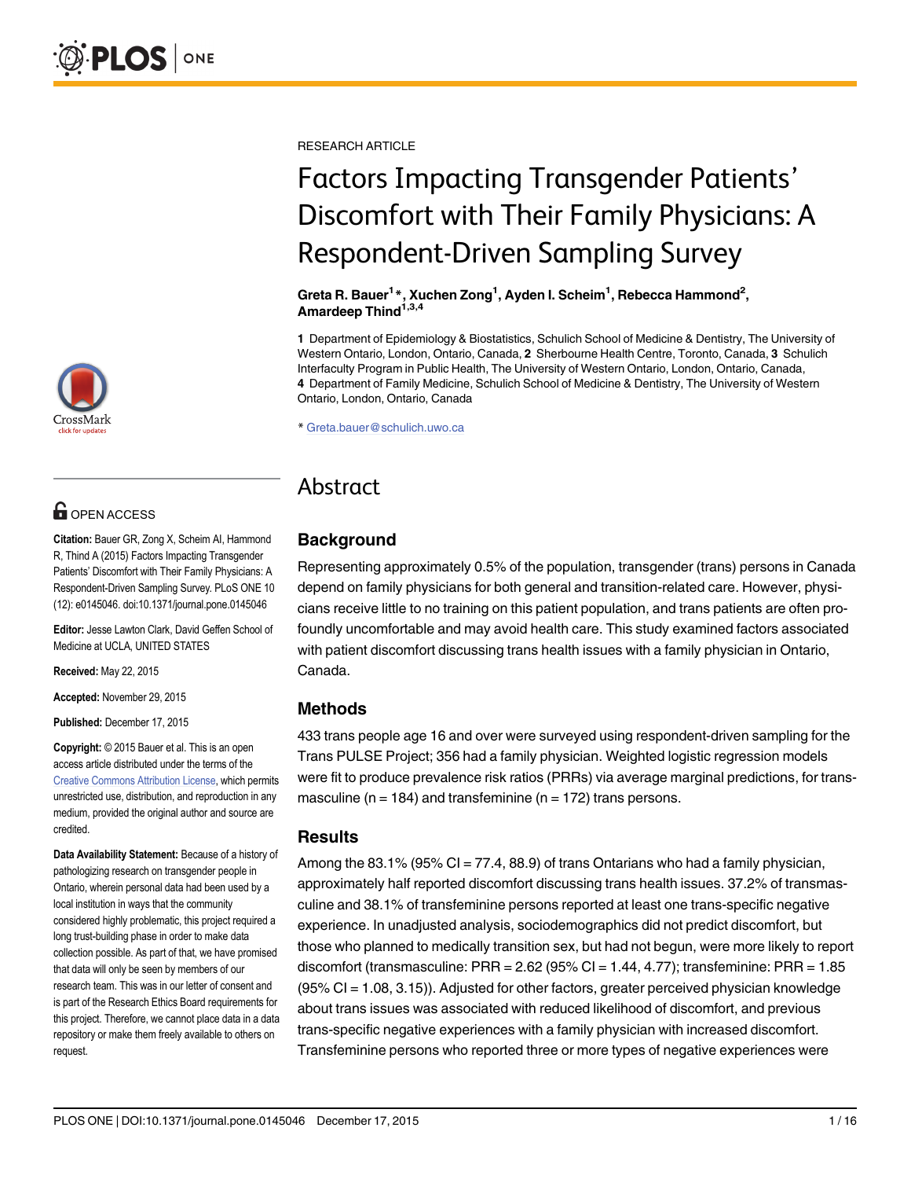RESEARCH ARTICLE

# Factors Impacting Transgender Patients' Discomfort with Their Family Physicians: A Respondent-Driven Sampling Survey

**Greta R. Bauer[1]*, Xuchen Zong[1], Ayden I. Scheim[1], Rebecca Hammond[2], Amardeep Thind[1,3,4]**

**1** Department of Epidemiology & Biostatistics, Schulich School of Medicine & Dentistry, The University of Western Ontario, London, Ontario, Canada, **2** Sherbourne Health Centre, Toronto, Canada, **3** Schulich Interfaculty Program in Public Health, The University of Western Ontario, London, Ontario, Canada, **4** Department of Family Medicine, Schulich School of Medicine & Dentistry, The University of Western Ontario, London, Ontario, Canada

* Greta.bauer@schulich.uwo.ca

OPEN ACCESS

**Citation:** Bauer GR, Zong X, Scheim AI, Hammond R, Thind A (2015) Factors Impacting Transgender Patients' Discomfort with Their Family Physicians: A Respondent-Driven Sampling Survey. PLoS ONE 10 (12): e0145046. doi:10.1371/journal.pone.0145046

**Editor:** Jesse Lawton Clark, David Geffen School of Medicine at UCLA, UNITED STATES

**Received:** May 22, 2015

**Accepted:** November 29, 2015

**Published:** December 17, 2015

**Copyright:** © 2015 Bauer et al. This is an open access article distributed under the terms of the Creative Commons Attribution License, which permits unrestricted use, distribution, and reproduction in any medium, provided the original author and source are credited.

**Data Availability Statement:** Because of a history of pathologizing research on transgender people in Ontario, wherein personal data had been used by a local institution in ways that the community considered highly problematic, this project required a long trust-building phase in order to make data collection possible. As part of that, we have promised that data will only be seen by members of our research team. This was in our letter of consent and is part of the Research Ethics Board requirements for this project. Therefore, we cannot place data in a data repository or make them freely available to others on request.

## Abstract

### Background

Representing approximately 0.5% of the population, transgender (trans) persons in Canada depend on family physicians for both general and transition-related care. However, physicians receive little to no training on this patient population, and trans patients are often profoundly uncomfortable and may avoid health care. This study examined factors associated with patient discomfort discussing trans health issues with a family physician in Ontario, Canada.

### Methods

433 trans people age 16 and over were surveyed using respondent-driven sampling for the Trans PULSE Project; 356 had a family physician. Weighted logistic regression models were fit to produce prevalence risk ratios (PRRs) via average marginal predictions, for transmasculine (n = 184) and transfeminine (n = 172) trans persons.

### Results

Among the 83.1% (95% CI = 77.4, 88.9) of trans Ontarians who had a family physician, approximately half reported discomfort discussing trans health issues. 37.2% of transmasculine and 38.1% of transfeminine persons reported at least one trans-specific negative experience. In unadjusted analysis, sociodemographics did not predict discomfort, but those who planned to medically transition sex, but had not begun, were more likely to report discomfort (transmasculine: PRR = 2.62 (95% CI = 1.44, 4.77); transfeminine: PRR = 1.85 (95% CI = 1.08, 3.15)). Adjusted for other factors, greater perceived physician knowledge about trans issues was associated with reduced likelihood of discomfort, and previous trans-specific negative experiences with a family physician with increased discomfort. Transfeminine persons who reported three or more types of negative experiences were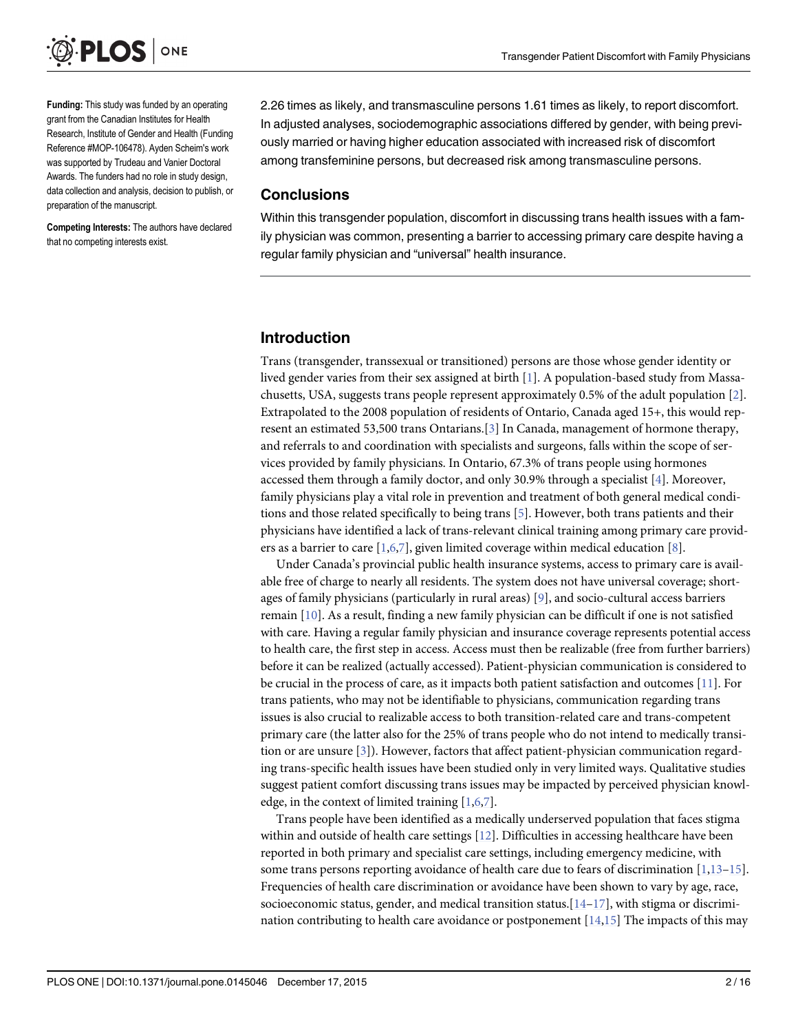Funding: This study was funded by an operating grant from the Canadian Institutes for Health Research, Institute of Gender and Health (Funding Reference #MOP-106478). Ayden Scheim's work was supported by Trudeau and Vanier Doctoral Awards. The funders had no role in study design, data collection and analysis, decision to publish, or preparation of the manuscript.

Competing Interests: The authors have declared that no competing interests exist.

2.26 times as likely, and transmasculine persons 1.61 times as likely, to report discomfort. In adjusted analyses, sociodemographic associations differed by gender, with being previously married or having higher education associated with increased risk of discomfort among transfeminine persons, but decreased risk among transmasculine persons.

## Conclusions

Within this transgender population, discomfort in discussing trans health issues with a family physician was common, presenting a barrier to accessing primary care despite having a regular family physician and "universal" health insurance.

## Introduction

Trans (transgender, transsexual or transitioned) persons are those whose gender identity or lived gender varies from their sex assigned at birth [1]. A population-based study from Massachusetts, USA, suggests trans people represent approximately 0.5% of the adult population [2]. Extrapolated to the 2008 population of residents of Ontario, Canada aged 15+, this would represent an estimated 53,500 trans Ontarians.[3] In Canada, management of hormone therapy, and referrals to and coordination with specialists and surgeons, falls within the scope of services provided by family physicians. In Ontario, 67.3% of trans people using hormones accessed them through a family doctor, and only 30.9% through a specialist [4]. Moreover, family physicians play a vital role in prevention and treatment of both general medical conditions and those related specifically to being trans [5]. However, both trans patients and their physicians have identified a lack of trans-relevant clinical training among primary care providers as a barrier to care [1,6,7], given limited coverage within medical education [8].

Under Canada's provincial public health insurance systems, access to primary care is available free of charge to nearly all residents. The system does not have universal coverage; shortages of family physicians (particularly in rural areas) [9], and socio-cultural access barriers remain [10]. As a result, finding a new family physician can be difficult if one is not satisfied with care. Having a regular family physician and insurance coverage represents potential access to health care, the first step in access. Access must then be realizable (free from further barriers) before it can be realized (actually accessed). Patient-physician communication is considered to be crucial in the process of care, as it impacts both patient satisfaction and outcomes [11]. For trans patients, who may not be identifiable to physicians, communication regarding trans issues is also crucial to realizable access to both transition-related care and trans-competent primary care (the latter also for the 25% of trans people who do not intend to medically transition or are unsure [3]). However, factors that affect patient-physician communication regarding trans-specific health issues have been studied only in very limited ways. Qualitative studies suggest patient comfort discussing trans issues may be impacted by perceived physician knowledge, in the context of limited training [1,6,7].

Trans people have been identified as a medically underserved population that faces stigma within and outside of health care settings [12]. Difficulties in accessing healthcare have been reported in both primary and specialist care settings, including emergency medicine, with some trans persons reporting avoidance of health care due to fears of discrimination [1,13–15]. Frequencies of health care discrimination or avoidance have been shown to vary by age, race, socioeconomic status, gender, and medical transition status.[14–17], with stigma or discrimination contributing to health care avoidance or postponement [14,15] The impacts of this may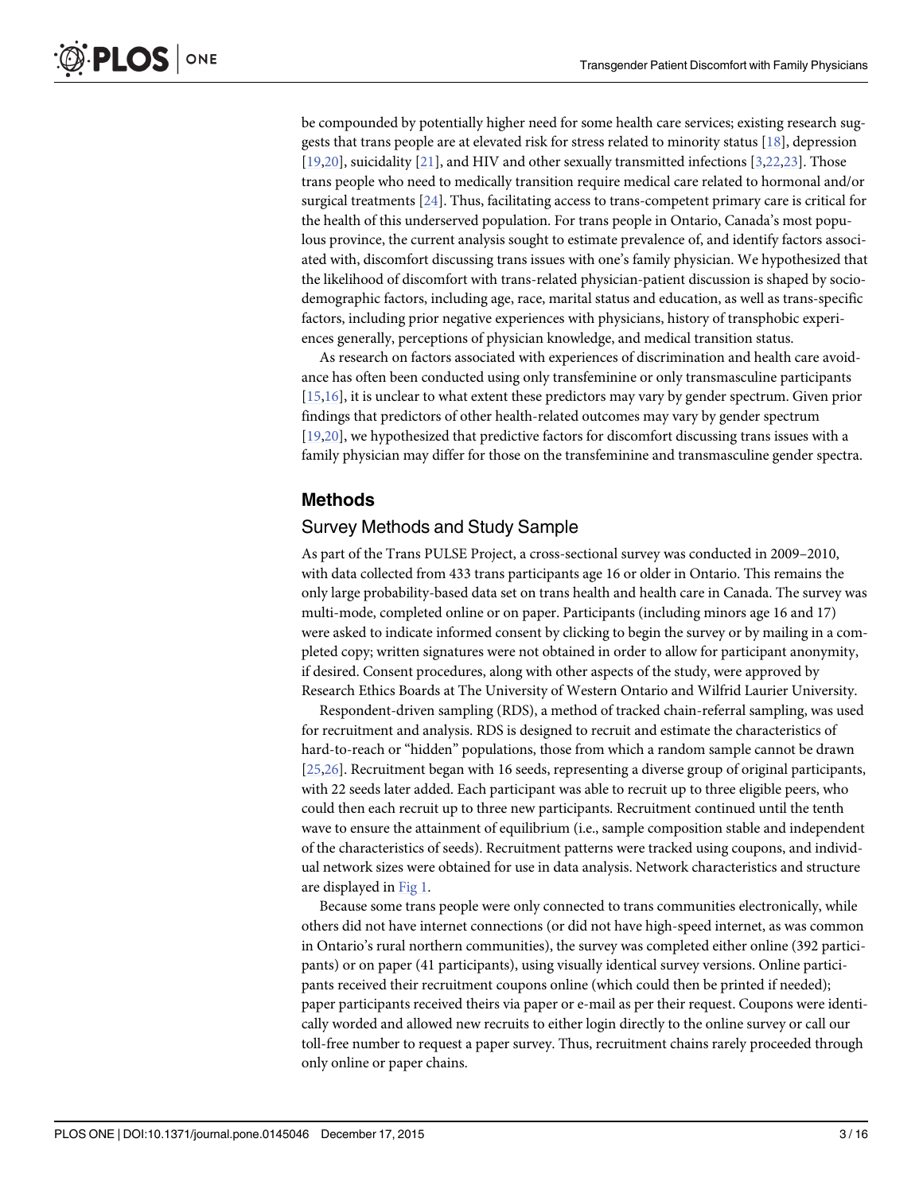be compounded by potentially higher need for some health care services; existing research suggests that trans people are at elevated risk for stress related to minority status [18], depression [19,20], suicidality [21], and HIV and other sexually transmitted infections [3,22,23]. Those trans people who need to medically transition require medical care related to hormonal and/or surgical treatments [24]. Thus, facilitating access to trans-competent primary care is critical for the health of this underserved population. For trans people in Ontario, Canada's most populous province, the current analysis sought to estimate prevalence of, and identify factors associated with, discomfort discussing trans issues with one's family physician. We hypothesized that the likelihood of discomfort with trans-related physician-patient discussion is shaped by sociodemographic factors, including age, race, marital status and education, as well as trans-specific factors, including prior negative experiences with physicians, history of transphobic experiences generally, perceptions of physician knowledge, and medical transition status.

As research on factors associated with experiences of discrimination and health care avoidance has often been conducted using only transfeminine or only transmasculine participants [15,16], it is unclear to what extent these predictors may vary by gender spectrum. Given prior findings that predictors of other health-related outcomes may vary by gender spectrum [19,20], we hypothesized that predictive factors for discomfort discussing trans issues with a family physician may differ for those on the transfeminine and transmasculine gender spectra.

## Methods

### Survey Methods and Study Sample

As part of the Trans PULSE Project, a cross-sectional survey was conducted in 2009–2010, with data collected from 433 trans participants age 16 or older in Ontario. This remains the only large probability-based data set on trans health and health care in Canada. The survey was multi-mode, completed online or on paper. Participants (including minors age 16 and 17) were asked to indicate informed consent by clicking to begin the survey or by mailing in a completed copy; written signatures were not obtained in order to allow for participant anonymity, if desired. Consent procedures, along with other aspects of the study, were approved by Research Ethics Boards at The University of Western Ontario and Wilfrid Laurier University.

Respondent-driven sampling (RDS), a method of tracked chain-referral sampling, was used for recruitment and analysis. RDS is designed to recruit and estimate the characteristics of hard-to-reach or "hidden" populations, those from which a random sample cannot be drawn [25,26]. Recruitment began with 16 seeds, representing a diverse group of original participants, with 22 seeds later added. Each participant was able to recruit up to three eligible peers, who could then each recruit up to three new participants. Recruitment continued until the tenth wave to ensure the attainment of equilibrium (i.e., sample composition stable and independent of the characteristics of seeds). Recruitment patterns were tracked using coupons, and individual network sizes were obtained for use in data analysis. Network characteristics and structure are displayed in Fig 1.

Because some trans people were only connected to trans communities electronically, while others did not have internet connections (or did not have high-speed internet, as was common in Ontario's rural northern communities), the survey was completed either online (392 participants) or on paper (41 participants), using visually identical survey versions. Online participants received their recruitment coupons online (which could then be printed if needed); paper participants received theirs via paper or e-mail as per their request. Coupons were identically worded and allowed new recruits to either login directly to the online survey or call our toll-free number to request a paper survey. Thus, recruitment chains rarely proceeded through only online or paper chains.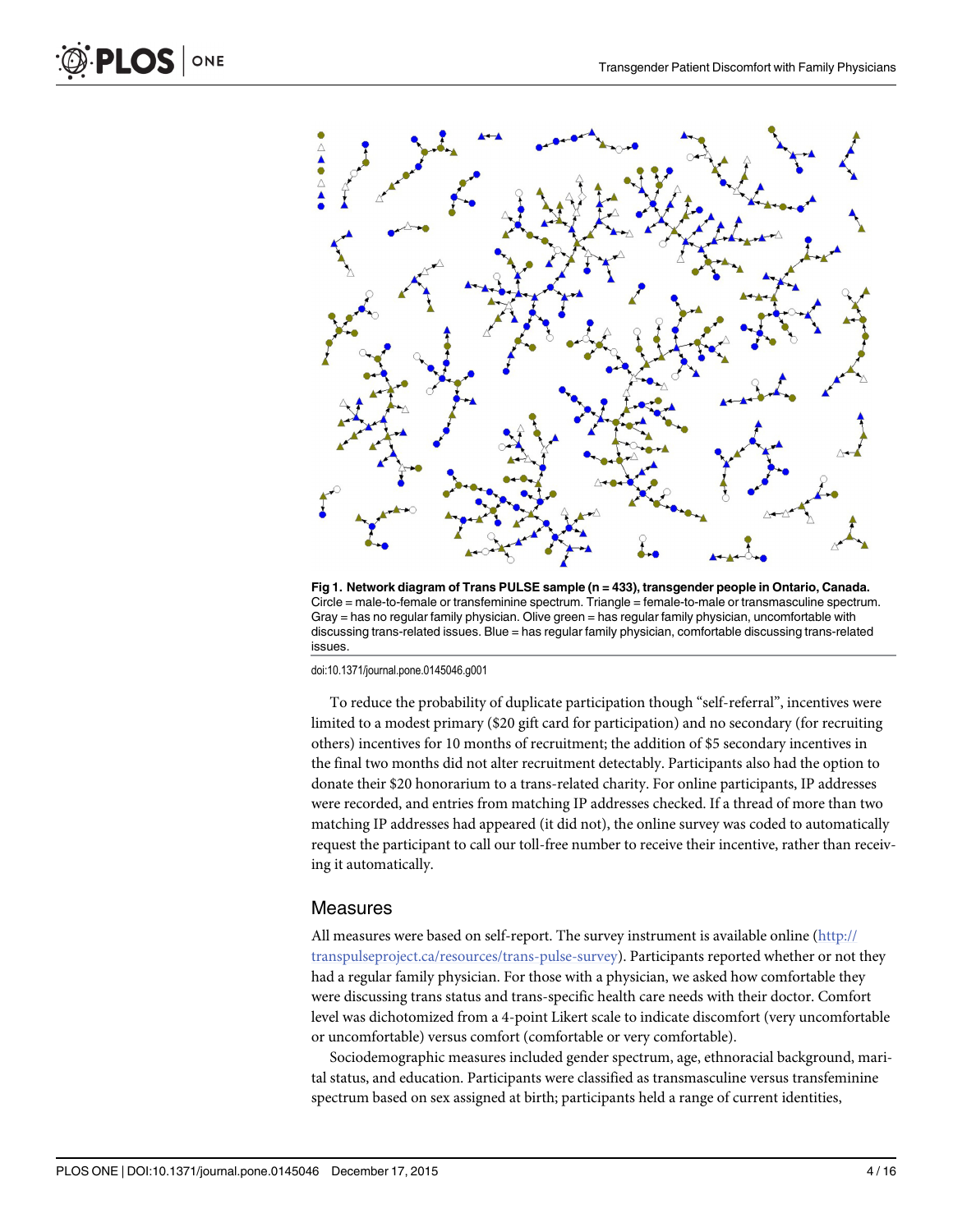**Fig 1. Network diagram of Trans PULSE sample (n = 433), transgender people in Ontario, Canada.** Circle = male-to-female or transfeminine spectrum. Triangle = female-to-male or transmasculine spectrum. Gray = has no regular family physician. Olive green = has regular family physician, uncomfortable with discussing trans-related issues. Blue = has regular family physician, comfortable discussing trans-related issues.

doi:10.1371/journal.pone.0145046.g001

To reduce the probability of duplicate participation though "self-referral", incentives were limited to a modest primary ($20 gift card for participation) and no secondary (for recruiting others) incentives for 10 months of recruitment; the addition of $5 secondary incentives in the final two months did not alter recruitment detectably. Participants also had the option to donate their $20 honorarium to a trans-related charity. For online participants, IP addresses were recorded, and entries from matching IP addresses checked. If a thread of more than two matching IP addresses had appeared (it did not), the online survey was coded to automatically request the participant to call our toll-free number to receive their incentive, rather than receiving it automatically.

## Measures

All measures were based on self-report. The survey instrument is available online (http://transpulseproject.ca/resources/trans-pulse-survey). Participants reported whether or not they had a regular family physician. For those with a physician, we asked how comfortable they were discussing trans status and trans-specific health care needs with their doctor. Comfort level was dichotomized from a 4-point Likert scale to indicate discomfort (very uncomfortable or uncomfortable) versus comfort (comfortable or very comfortable).

Sociodemographic measures included gender spectrum, age, ethnoracial background, marital status, and education. Participants were classified as transmasculine versus transfeminine spectrum based on sex assigned at birth; participants held a range of current identities,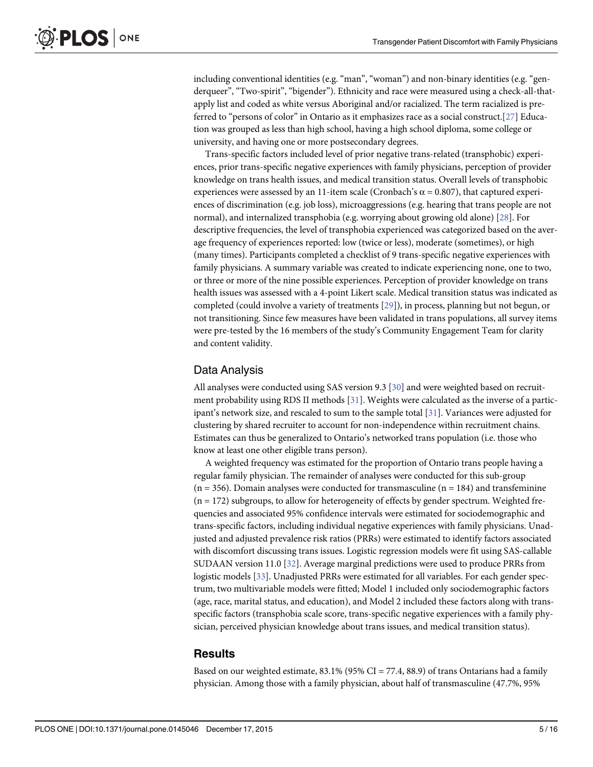including conventional identities (e.g. "man", "woman") and non-binary identities (e.g. "genderqueer", "Two-spirit", "bigender"). Ethnicity and race were measured using a check-all-that-apply list and coded as white versus Aboriginal and/or racialized. The term racialized is preferred to "persons of color" in Ontario as it emphasizes race as a social construct.[27] Education was grouped as less than high school, having a high school diploma, some college or university, and having one or more postsecondary degrees.

Trans-specific factors included level of prior negative trans-related (transphobic) experiences, prior trans-specific negative experiences with family physicians, perception of provider knowledge on trans health issues, and medical transition status. Overall levels of transphobic experiences were assessed by an 11-item scale (Cronbach's $\alpha = 0.807$), that captured experiences of discrimination (e.g. job loss), microaggressions (e.g. hearing that trans people are not normal), and internalized transphobia (e.g. worrying about growing old alone) [28]. For descriptive frequencies, the level of transphobia experienced was categorized based on the average frequency of experiences reported: low (twice or less), moderate (sometimes), or high (many times). Participants completed a checklist of 9 trans-specific negative experiences with family physicians. A summary variable was created to indicate experiencing none, one to two, or three or more of the nine possible experiences. Perception of provider knowledge on trans health issues was assessed with a 4-point Likert scale. Medical transition status was indicated as completed (could involve a variety of treatments [29]), in process, planning but not begun, or not transitioning. Since few measures have been validated in trans populations, all survey items were pre-tested by the 16 members of the study's Community Engagement Team for clarity and content validity.

## Data Analysis

All analyses were conducted using SAS version 9.3 [30] and were weighted based on recruitment probability using RDS II methods [31]. Weights were calculated as the inverse of a participant's network size, and rescaled to sum to the sample total [31]. Variances were adjusted for clustering by shared recruiter to account for non-independence within recruitment chains. Estimates can thus be generalized to Ontario's networked trans population (i.e. those who know at least one other eligible trans person).

A weighted frequency was estimated for the proportion of Ontario trans people having a regular family physician. The remainder of analyses were conducted for this sub-group (n = 356). Domain analyses were conducted for transmasculine (n = 184) and transfeminine (n = 172) subgroups, to allow for heterogeneity of effects by gender spectrum. Weighted frequencies and associated 95% confidence intervals were estimated for sociodemographic and trans-specific factors, including individual negative experiences with family physicians. Unadjusted and adjusted prevalence risk ratios (PRRs) were estimated to identify factors associated with discomfort discussing trans issues. Logistic regression models were fit using SAS-callable SUDAAN version 11.0 [32]. Average marginal predictions were used to produce PRRs from logistic models [33]. Unadjusted PRRs were estimated for all variables. For each gender spectrum, two multivariable models were fitted; Model 1 included only sociodemographic factors (age, race, marital status, and education), and Model 2 included these factors along with trans-specific factors (transphobia scale score, trans-specific negative experiences with a family physician, perceived physician knowledge about trans issues, and medical transition status).

## Results

Based on our weighted estimate, 83.1% (95% CI = 77.4, 88.9) of trans Ontarians had a family physician. Among those with a family physician, about half of transmasculine (47.7%, 95%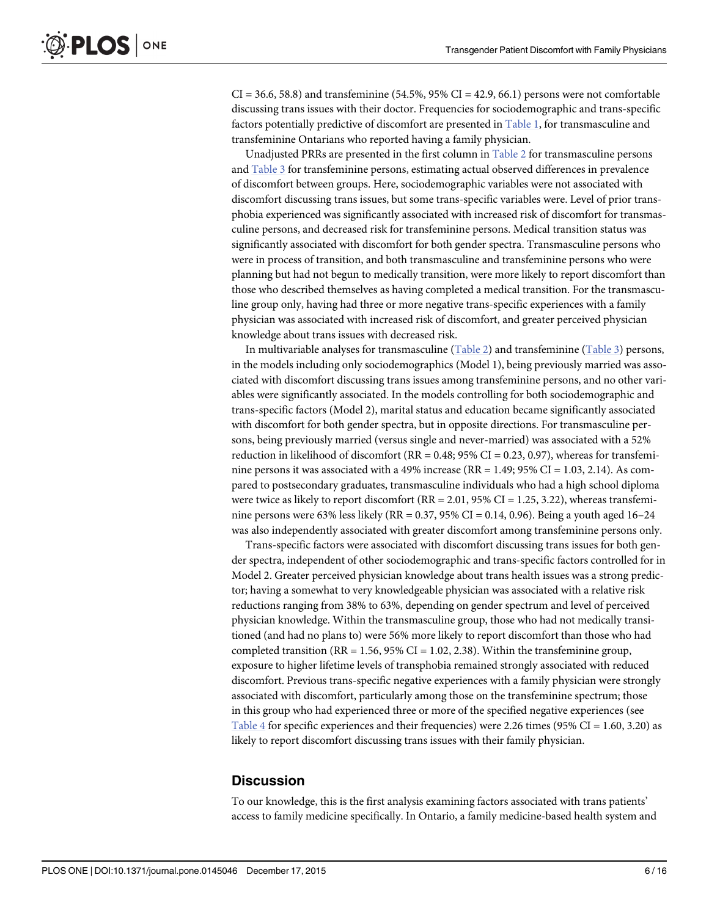CI = 36.6, 58.8) and transfeminine (54.5%, 95% CI = 42.9, 66.1) persons were not comfortable discussing trans issues with their doctor. Frequencies for sociodemographic and trans-specific factors potentially predictive of discomfort are presented in Table 1, for transmasculine and transfeminine Ontarians who reported having a family physician.

Unadjusted PRRs are presented in the first column in Table 2 for transmasculine persons and Table 3 for transfeminine persons, estimating actual observed differences in prevalence of discomfort between groups. Here, sociodemographic variables were not associated with discomfort discussing trans issues, but some trans-specific variables were. Level of prior transphobia experienced was significantly associated with increased risk of discomfort for transmasculine persons, and decreased risk for transfeminine persons. Medical transition status was significantly associated with discomfort for both gender spectra. Transmasculine persons who were in process of transition, and both transmasculine and transfeminine persons who were planning but had not begun to medically transition, were more likely to report discomfort than those who described themselves as having completed a medical transition. For the transmasculine group only, having had three or more negative trans-specific experiences with a family physician was associated with increased risk of discomfort, and greater perceived physician knowledge about trans issues with decreased risk.

In multivariable analyses for transmasculine (Table 2) and transfeminine (Table 3) persons, in the models including only sociodemographics (Model 1), being previously married was associated with discomfort discussing trans issues among transfeminine persons, and no other variables were significantly associated. In the models controlling for both sociodemographic and trans-specific factors (Model 2), marital status and education became significantly associated with discomfort for both gender spectra, but in opposite directions. For transmasculine persons, being previously married (versus single and never-married) was associated with a 52% reduction in likelihood of discomfort (RR = 0.48; 95% CI = 0.23, 0.97), whereas for transfeminine persons it was associated with a 49% increase (RR = 1.49; 95% CI = 1.03, 2.14). As compared to postsecondary graduates, transmasculine individuals who had a high school diploma were twice as likely to report discomfort (RR = 2.01, 95% CI = 1.25, 3.22), whereas transfeminine persons were 63% less likely (RR = 0.37, 95% CI = 0.14, 0.96). Being a youth aged 16–24 was also independently associated with greater discomfort among transfeminine persons only.

Trans-specific factors were associated with discomfort discussing trans issues for both gender spectra, independent of other sociodemographic and trans-specific factors controlled for in Model 2. Greater perceived physician knowledge about trans health issues was a strong predictor; having a somewhat to very knowledgeable physician was associated with a relative risk reductions ranging from 38% to 63%, depending on gender spectrum and level of perceived physician knowledge. Within the transmasculine group, those who had not medically transitioned (and had no plans to) were 56% more likely to report discomfort than those who had completed transition (RR = 1.56, 95% CI = 1.02, 2.38). Within the transfeminine group, exposure to higher lifetime levels of transphobia remained strongly associated with reduced discomfort. Previous trans-specific negative experiences with a family physician were strongly associated with discomfort, particularly among those on the transfeminine spectrum; those in this group who had experienced three or more of the specified negative experiences (see Table 4 for specific experiences and their frequencies) were 2.26 times (95% CI = 1.60, 3.20) as likely to report discomfort discussing trans issues with their family physician.

## Discussion

To our knowledge, this is the first analysis examining factors associated with trans patients' access to family medicine specifically. In Ontario, a family medicine-based health system and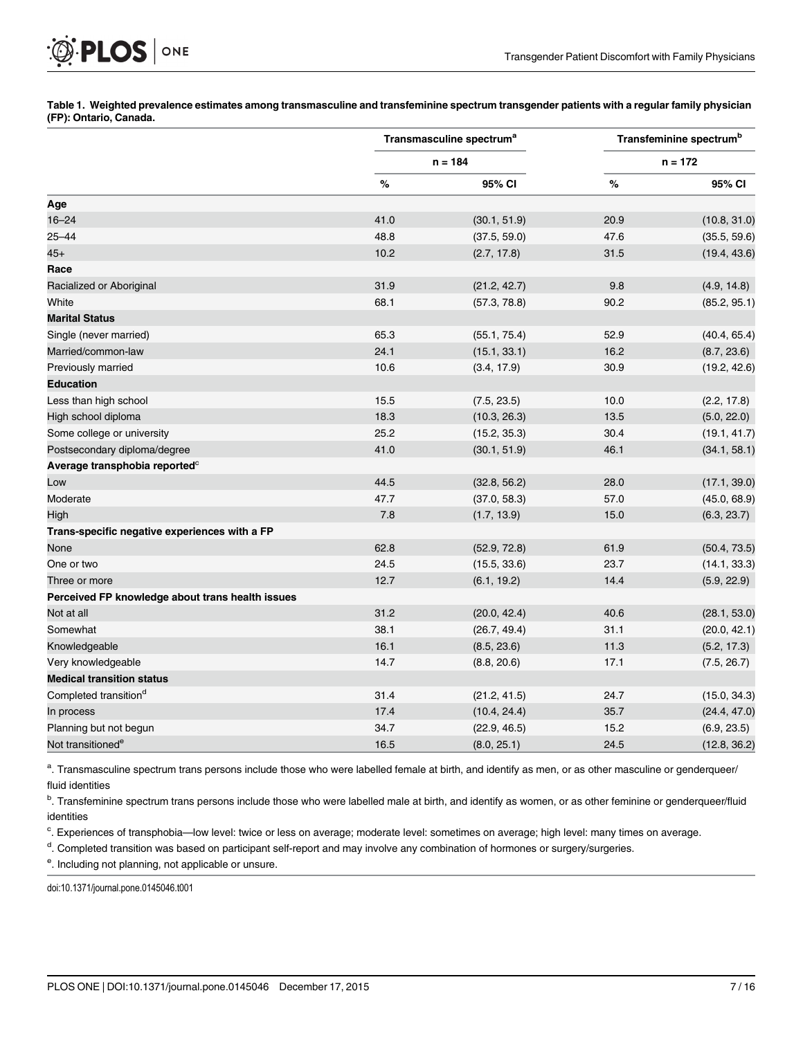**Table 1. Weighted prevalence estimates among transmasculine and transfeminine spectrum transgender patients with a regular family physician (FP): Ontario, Canada.**

| | Transmasculine spectrum[a] | | Transfeminine spectrum[b] | |
|---|---|---|---|---|
| | n = 184 | | n = 172 | |
| | % | 95% CI | % | 95% CI |
| **Age** | | | | |
| 16–24 | 41.0 | (30.1, 51.9) | 20.9 | (10.8, 31.0) |
| 25–44 | 48.8 | (37.5, 59.0) | 47.6 | (35.5, 59.6) |
| 45+ | 10.2 | (2.7, 17.8) | 31.5 | (19.4, 43.6) |
| **Race** | | | | |
| Racialized or Aboriginal | 31.9 | (21.2, 42.7) | 9.8 | (4.9, 14.8) |
| White | 68.1 | (57.3, 78.8) | 90.2 | (85.2, 95.1) |
| **Marital Status** | | | | |
| Single (never married) | 65.3 | (55.1, 75.4) | 52.9 | (40.4, 65.4) |
| Married/common-law | 24.1 | (15.1, 33.1) | 16.2 | (8.7, 23.6) |
| Previously married | 10.6 | (3.4, 17.9) | 30.9 | (19.2, 42.6) |
| **Education** | | | | |
| Less than high school | 15.5 | (7.5, 23.5) | 10.0 | (2.2, 17.8) |
| High school diploma | 18.3 | (10.3, 26.3) | 13.5 | (5.0, 22.0) |
| Some college or university | 25.2 | (15.2, 35.3) | 30.4 | (19.1, 41.7) |
| Postsecondary diploma/degree | 41.0 | (30.1, 51.9) | 46.1 | (34.1, 58.1) |
| **Average transphobia reported[c]** | | | | |
| Low | 44.5 | (32.8, 56.2) | 28.0 | (17.1, 39.0) |
| Moderate | 47.7 | (37.0, 58.3) | 57.0 | (45.0, 68.9) |
| High | 7.8 | (1.7, 13.9) | 15.0 | (6.3, 23.7) |
| **Trans-specific negative experiences with a FP** | | | | |
| None | 62.8 | (52.9, 72.8) | 61.9 | (50.4, 73.5) |
| One or two | 24.5 | (15.5, 33.6) | 23.7 | (14.1, 33.3) |
| Three or more | 12.7 | (6.1, 19.2) | 14.4 | (5.9, 22.9) |
| **Perceived FP knowledge about trans health issues** | | | | |
| Not at all | 31.2 | (20.0, 42.4) | 40.6 | (28.1, 53.0) |
| Somewhat | 38.1 | (26.7, 49.4) | 31.1 | (20.0, 42.1) |
| Knowledgeable | 16.1 | (8.5, 23.6) | 11.3 | (5.2, 17.3) |
| Very knowledgeable | 14.7 | (8.8, 20.6) | 17.1 | (7.5, 26.7) |
| **Medical transition status** | | | | |
| Completed transition[d] | 31.4 | (21.2, 41.5) | 24.7 | (15.0, 34.3) |
| In process | 17.4 | (10.4, 24.4) | 35.7 | (24.4, 47.0) |
| Planning but not begun | 34.7 | (22.9, 46.5) | 15.2 | (6.9, 23.5) |
| Not transitioned[e] | 16.5 | (8.0, 25.1) | 24.5 | (12.8, 36.2) |

[a]. Transmasculine spectrum trans persons include those who were labelled female at birth, and identify as men, or as other masculine or genderqueer/fluid identities

[b]. Transfeminine spectrum trans persons include those who were labelled male at birth, and identify as women, or as other feminine or genderqueer/fluid identities

[c]. Experiences of transphobia—low level: twice or less on average; moderate level: sometimes on average; high level: many times on average.

[d]. Completed transition was based on participant self-report and may involve any combination of hormones or surgery/surgeries.

[e]. Including not planning, not applicable or unsure.

doi:10.1371/journal.pone.0145046.t001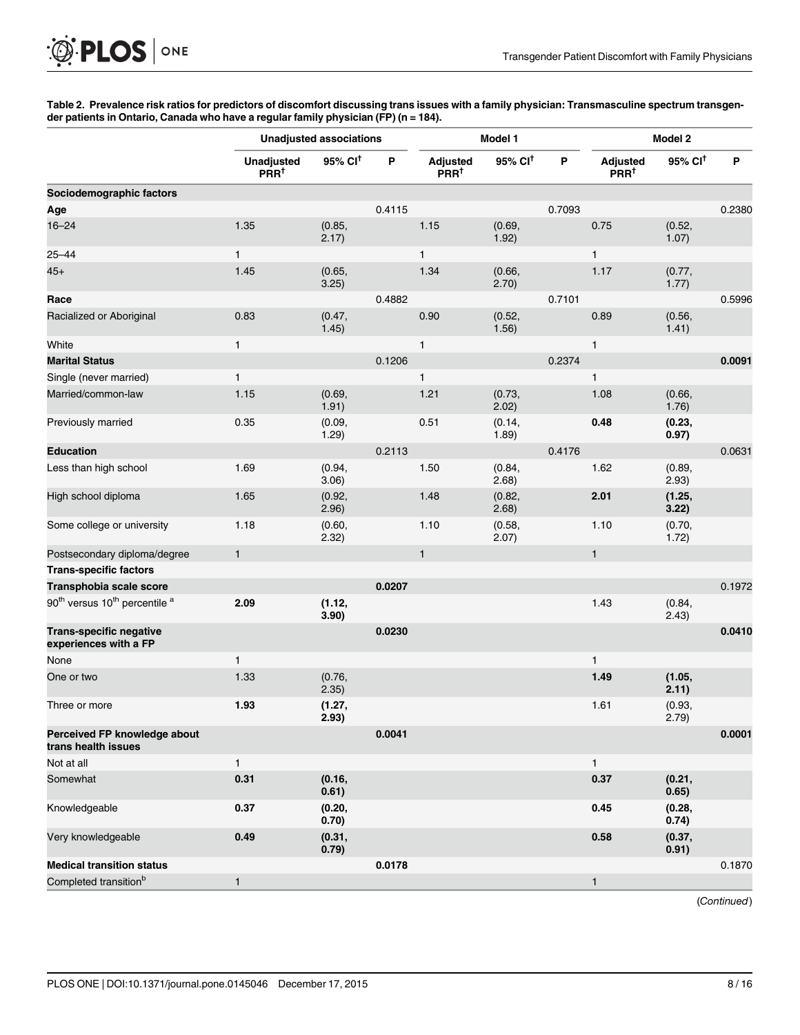**Table 2. Prevalence risk ratios for predictors of discomfort discussing trans issues with a family physician: Transmasculine spectrum transgender patients in Ontario, Canada who have a regular family physician (FP) (n = 184).**

| | Unadjusted associations | | | Model 1 | | | Model 2 | | |
|---|---|---|---|---|---|---|---|---|---|
| | Unadjusted PRR[†] | 95% CI[†] | P | Adjusted PRR[†] | 95% CI[†] | P | Adjusted PRR[†] | 95% CI[†] | P |
| **Sociodemographic factors** | | | | | | | | | |
| **Age** | | | 0.4115 | | | 0.7093 | | | 0.2380 |
| 16–24 | 1.35 | (0.85, 2.17) | | 1.15 | (0.69, 1.92) | | 0.75 | (0.52, 1.07) | |
| 25–44 | 1 | | | 1 | | | 1 | | |
| 45+ | 1.45 | (0.65, 3.25) | | 1.34 | (0.66, 2.70) | | 1.17 | (0.77, 1.77) | |
| **Race** | | | 0.4882 | | | 0.7101 | | | 0.5996 |
| Racialized or Aboriginal | 0.83 | (0.47, 1.45) | | 0.90 | (0.52, 1.56) | | 0.89 | (0.56, 1.41) | |
| White | 1 | | | 1 | | | 1 | | |
| **Marital Status** | | | 0.1206 | | | 0.2374 | | | **0.0091** |
| Single (never married) | 1 | | | 1 | | | 1 | | |
| Married/common-law | 1.15 | (0.69, 1.91) | | 1.21 | (0.73, 2.02) | | 1.08 | (0.66, 1.76) | |
| Previously married | 0.35 | (0.09, 1.29) | | 0.51 | (0.14, 1.89) | | **0.48** | **(0.23, 0.97)** | |
| **Education** | | | 0.2113 | | | 0.4176 | | | 0.0631 |
| Less than high school | 1.69 | (0.94, 3.06) | | 1.50 | (0.84, 2.68) | | 1.62 | (0.89, 2.93) | |
| High school diploma | 1.65 | (0.92, 2.96) | | 1.48 | (0.82, 2.68) | | **2.01** | **(1.25, 3.22)** | |
| Some college or university | 1.18 | (0.60, 2.32) | | 1.10 | (0.58, 2.07) | | 1.10 | (0.70, 1.72) | |
| Postsecondary diploma/degree | 1 | | | 1 | | | 1 | | |
| **Trans-specific factors** | | | | | | | | | |
| **Transphobia scale score** | | | **0.0207** | | | | | | 0.1972 |
| 90th versus 10th percentile [a] | **2.09** | **(1.12, 3.90)** | | | | | 1.43 | (0.84, 2.43) | |
| **Trans-specific negative experiences with a FP** | | | **0.0230** | | | | | | **0.0410** |
| None | 1 | | | | | | 1 | | |
| One or two | 1.33 | (0.76, 2.35) | | | | | **1.49** | **(1.05, 2.11)** | |
| Three or more | **1.93** | **(1.27, 2.93)** | | | | | 1.61 | (0.93, 2.79) | |
| **Perceived FP knowledge about trans health issues** | | | **0.0041** | | | | | | **0.0001** |
| Not at all | 1 | | | | | | 1 | | |
| Somewhat | **0.31** | **(0.16, 0.61)** | | | | | **0.37** | **(0.21, 0.65)** | |
| Knowledgeable | **0.37** | **(0.20, 0.70)** | | | | | **0.45** | **(0.28, 0.74)** | |
| Very knowledgeable | **0.49** | **(0.31, 0.79)** | | | | | **0.58** | **(0.37, 0.91)** | |
| **Medical transition status** | | | **0.0178** | | | | | | 0.1870 |
| Completed transition[b] | 1 | | | | | | 1 | | |

(Continued)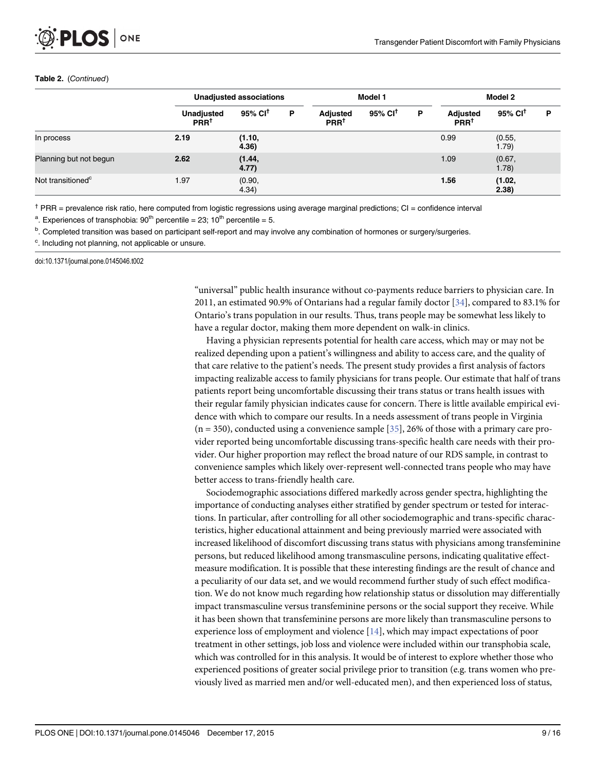Table 2. (*Continued*)

| | Unadjusted associations | | | Model 1 | | | Model 2 | | |
|---|---|---|---|---|---|---|---|---|---|
| | Unadjusted PRR† | 95% CI† | P | Adjusted PRR† | 95% CI† | P | Adjusted PRR† | 95% CI† | P |
| In process | **2.19** | **(1.10, 4.36)** | | | | | 0.99 | (0.55, 1.79) | |
| Planning but not begun | **2.62** | **(1.44, 4.77)** | | | | | 1.09 | (0.67, 1.78) | |
| Not transitioned[c] | 1.97 | (0.90, 4.34) | | | | | **1.56** | **(1.02, 2.38)** | |

† PRR = prevalence risk ratio, here computed from logistic regressions using average marginal predictions; CI = confidence interval

[a]. Experiences of transphobia: 90[th] percentile = 23; 10[th] percentile = 5.

[b]. Completed transition was based on participant self-report and may involve any combination of hormones or surgery/surgeries.

[c]. Including not planning, not applicable or unsure.

doi:10.1371/journal.pone.0145046.t002

"universal" public health insurance without co-payments reduce barriers to physician care. In 2011, an estimated 90.9% of Ontarians had a regular family doctor [34], compared to 83.1% for Ontario's trans population in our results. Thus, trans people may be somewhat less likely to have a regular doctor, making them more dependent on walk-in clinics.

Having a physician represents potential for health care access, which may or may not be realized depending upon a patient's willingness and ability to access care, and the quality of that care relative to the patient's needs. The present study provides a first analysis of factors impacting realizable access to family physicians for trans people. Our estimate that half of trans patients report being uncomfortable discussing their trans status or trans health issues with their regular family physician indicates cause for concern. There is little available empirical evidence with which to compare our results. In a needs assessment of trans people in Virginia (n = 350), conducted using a convenience sample [35], 26% of those with a primary care provider reported being uncomfortable discussing trans-specific health care needs with their provider. Our higher proportion may reflect the broad nature of our RDS sample, in contrast to convenience samples which likely over-represent well-connected trans people who may have better access to trans-friendly health care.

Sociodemographic associations differed markedly across gender spectra, highlighting the importance of conducting analyses either stratified by gender spectrum or tested for interactions. In particular, after controlling for all other sociodemographic and trans-specific characteristics, higher educational attainment and being previously married were associated with increased likelihood of discomfort discussing trans status with physicians among transfeminine persons, but reduced likelihood among transmasculine persons, indicating qualitative effect-measure modification. It is possible that these interesting findings are the result of chance and a peculiarity of our data set, and we would recommend further study of such effect modification. We do not know much regarding how relationship status or dissolution may differentially impact transmasculine versus transfeminine persons or the social support they receive. While it has been shown that transfeminine persons are more likely than transmasculine persons to experience loss of employment and violence [14], which may impact expectations of poor treatment in other settings, job loss and violence were included within our transphobia scale, which was controlled for in this analysis. It would be of interest to explore whether those who experienced positions of greater social privilege prior to transition (e.g. trans women who previously lived as married men and/or well-educated men), and then experienced loss of status,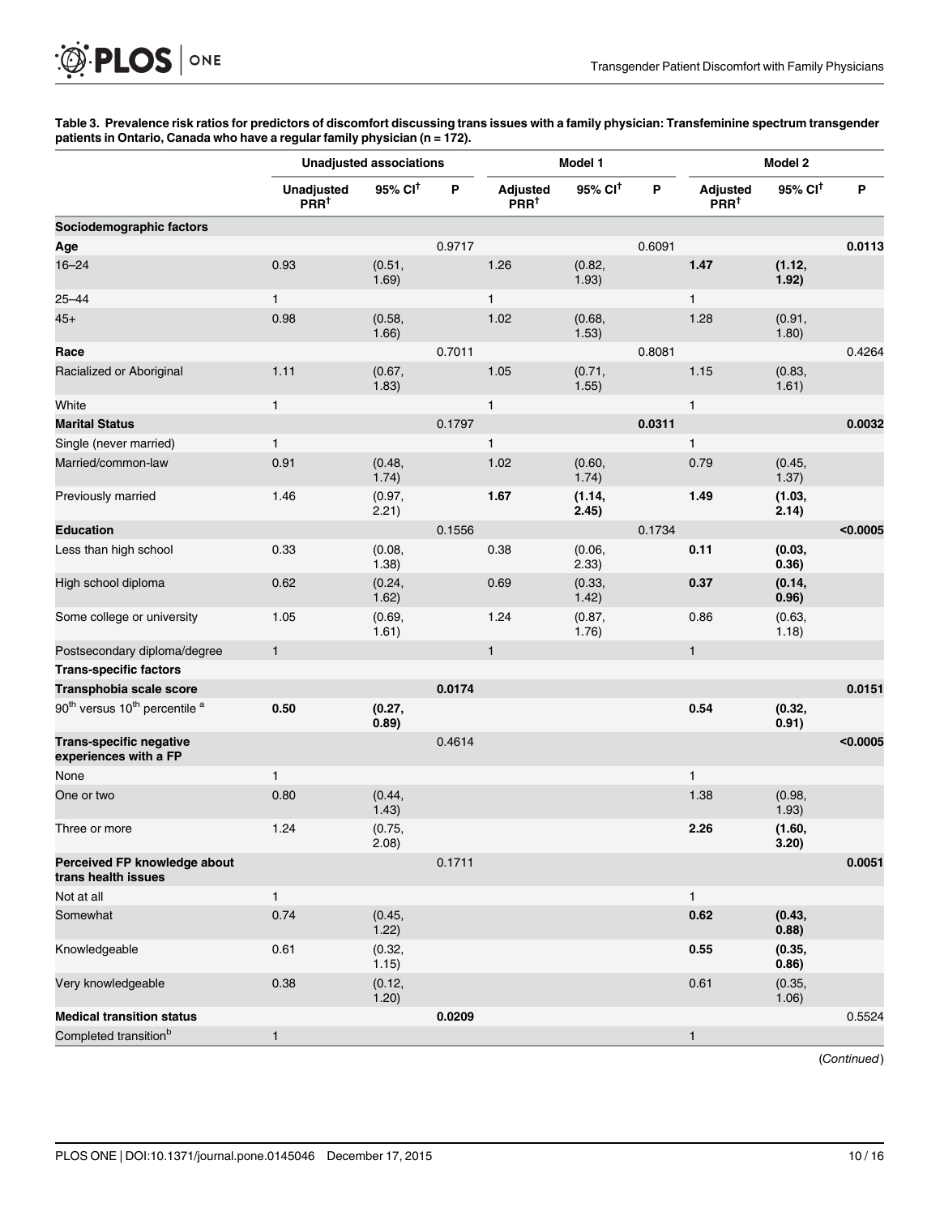**Table 3. Prevalence risk ratios for predictors of discomfort discussing trans issues with a family physician: Transfeminine spectrum transgender patients in Ontario, Canada who have a regular family physician (n = 172).**

| | Unadjusted associations | | | Model 1 | | | Model 2 | | |
|---|---|---|---|---|---|---|---|---|---|
| | Unadjusted PRR[†] | 95% CI[†] | P | Adjusted PRR[†] | 95% CI[†] | P | Adjusted PRR[†] | 95% CI[†] | P |
| **Sociodemographic factors** | | | | | | | | | |
| **Age** | | | 0.9717 | | | 0.6091 | | | **0.0113** |
| 16–24 | 0.93 | (0.51, 1.69) | | 1.26 | (0.82, 1.93) | | **1.47** | **(1.12, 1.92)** | |
| 25–44 | 1 | | | 1 | | | 1 | | |
| 45+ | 0.98 | (0.58, 1.66) | | 1.02 | (0.68, 1.53) | | 1.28 | (0.91, 1.80) | |
| **Race** | | | 0.7011 | | | 0.8081 | | | 0.4264 |
| Racialized or Aboriginal | 1.11 | (0.67, 1.83) | | 1.05 | (0.71, 1.55) | | 1.15 | (0.83, 1.61) | |
| White | 1 | | | 1 | | | 1 | | |
| **Marital Status** | | | 0.1797 | | | **0.0311** | | | **0.0032** |
| Single (never married) | 1 | | | 1 | | | 1 | | |
| Married/common-law | 0.91 | (0.48, 1.74) | | 1.02 | (0.60, 1.74) | | 0.79 | (0.45, 1.37) | |
| Previously married | 1.46 | (0.97, 2.21) | | **1.67** | **(1.14, 2.45)** | | **1.49** | **(1.03, 2.14)** | |
| **Education** | | | 0.1556 | | | 0.1734 | | | **<0.0005** |
| Less than high school | 0.33 | (0.08, 1.38) | | 0.38 | (0.06, 2.33) | | **0.11** | **(0.03, 0.36)** | |
| High school diploma | 0.62 | (0.24, 1.62) | | 0.69 | (0.33, 1.42) | | **0.37** | **(0.14, 0.96)** | |
| Some college or university | 1.05 | (0.69, 1.61) | | 1.24 | (0.87, 1.76) | | 0.86 | (0.63, 1.18) | |
| Postsecondary diploma/degree | 1 | | | 1 | | | 1 | | |
| **Trans-specific factors** | | | | | | | | | |
| **Transphobia scale score** | | | **0.0174** | | | | | | **0.0151** |
| 90[th] versus 10[th] percentile [a] | **0.50** | **(0.27, 0.89)** | | | | | **0.54** | **(0.32, 0.91)** | |
| **Trans-specific negative experiences with a FP** | | | 0.4614 | | | | | | **<0.0005** |
| None | 1 | | | | | | 1 | | |
| One or two | 0.80 | (0.44, 1.43) | | | | | 1.38 | (0.98, 1.93) | |
| Three or more | 1.24 | (0.75, 2.08) | | | | | **2.26** | **(1.60, 3.20)** | |
| **Perceived FP knowledge about trans health issues** | | | 0.1711 | | | | | | **0.0051** |
| Not at all | 1 | | | | | | 1 | | |
| Somewhat | 0.74 | (0.45, 1.22) | | | | | **0.62** | **(0.43, 0.88)** | |
| Knowledgeable | 0.61 | (0.32, 1.15) | | | | | **0.55** | **(0.35, 0.86)** | |
| Very knowledgeable | 0.38 | (0.12, 1.20) | | | | | 0.61 | (0.35, 1.06) | |
| **Medical transition status** | | | **0.0209** | | | | | | 0.5524 |
| Completed transition[b] | 1 | | | | | | 1 | | |

(Continued)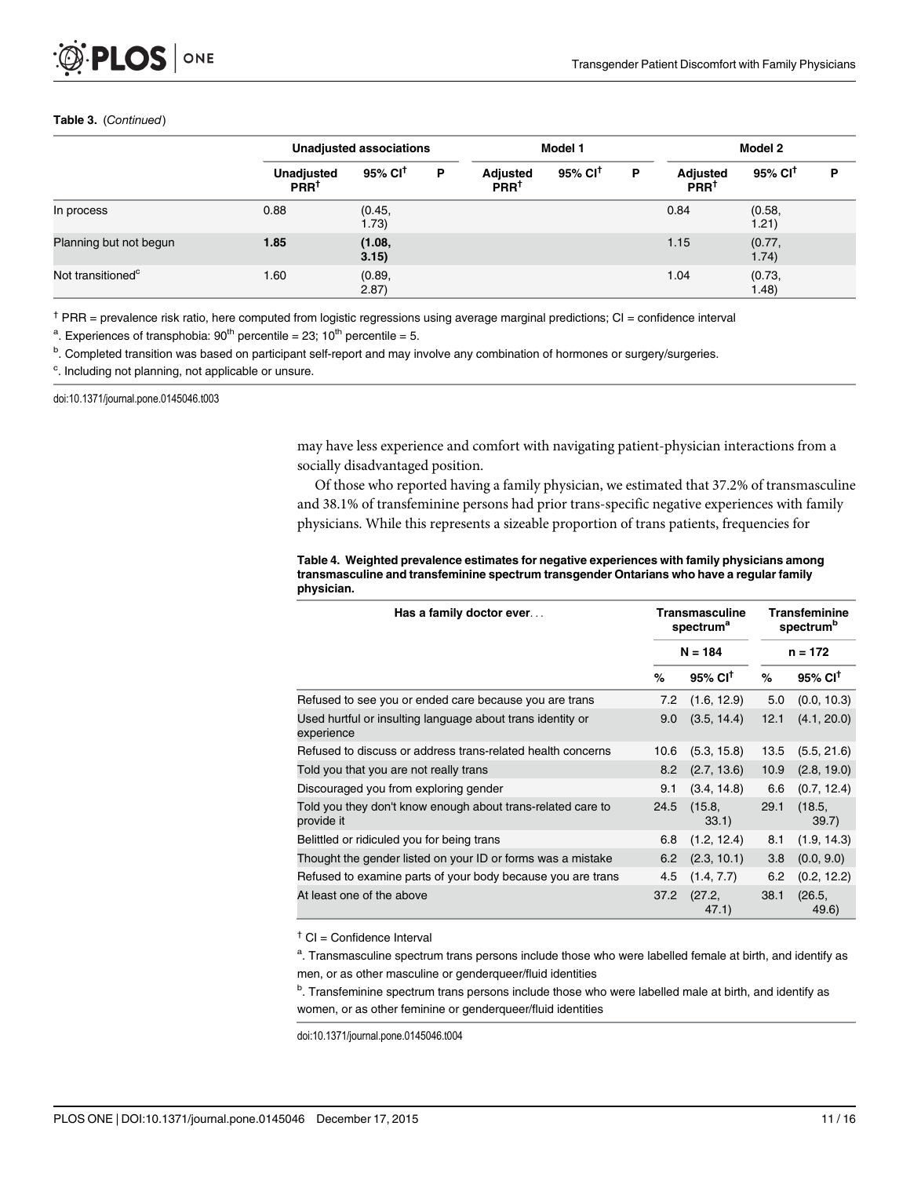**Table 3.** (*Continued*)

| | Unadjusted associations | | | Model 1 | | | Model 2 | | |
|---|---|---|---|---|---|---|---|---|---|
| | Unadjusted PRR[†] | 95% CI[†] | P | Adjusted PRR[†] | 95% CI[†] | P | Adjusted PRR[†] | 95% CI[†] | P |
| In process | 0.88 | (0.45, 1.73) | | | | | 0.84 | (0.58, 1.21) | |
| Planning but not begun | **1.85** | **(1.08, 3.15)** | | | | | 1.15 | (0.77, 1.74) | |
| Not transitioned[c] | 1.60 | (0.89, 2.87) | | | | | 1.04 | (0.73, 1.48) | |

[†] PRR = prevalence risk ratio, here computed from logistic regressions using average marginal predictions; CI = confidence interval

[a]. Experiences of transphobia: 90[th] percentile = 23; 10[th] percentile = 5.

[b]. Completed transition was based on participant self-report and may involve any combination of hormones or surgery/surgeries.

[c]. Including not planning, not applicable or unsure.

doi:10.1371/journal.pone.0145046.t003

may have less experience and comfort with navigating patient-physician interactions from a socially disadvantaged position.

Of those who reported having a family physician, we estimated that 37.2% of transmasculine and 38.1% of transfeminine persons had prior trans-specific negative experiences with family physicians. While this represents a sizeable proportion of trans patients, frequencies for

**Table 4. Weighted prevalence estimates for negative experiences with family physicians among transmasculine and transfeminine spectrum transgender Ontarians who have a regular family physician.**

| Has a family doctor ever... | Transmasculine spectrum[a] | | Transfeminine spectrum[b] | |
|---|---|---|---|---|
| | N = 184 | | n = 172 | |
| | % | 95% CI[†] | % | 95% CI[†] |
| Refused to see you or ended care because you are trans | 7.2 | (1.6, 12.9) | 5.0 | (0.0, 10.3) |
| Used hurtful or insulting language about trans identity or experience | 9.0 | (3.5, 14.4) | 12.1 | (4.1, 20.0) |
| Refused to discuss or address trans-related health concerns | 10.6 | (5.3, 15.8) | 13.5 | (5.5, 21.6) |
| Told you that you are not really trans | 8.2 | (2.7, 13.6) | 10.9 | (2.8, 19.0) |
| Discouraged you from exploring gender | 9.1 | (3.4, 14.8) | 6.6 | (0.7, 12.4) |
| Told you they don't know enough about trans-related care to provide it | 24.5 | (15.8, 33.1) | 29.1 | (18.5, 39.7) |
| Belittled or ridiculed you for being trans | 6.8 | (1.2, 12.4) | 8.1 | (1.9, 14.3) |
| Thought the gender listed on your ID or forms was a mistake | 6.2 | (2.3, 10.1) | 3.8 | (0.0, 9.0) |
| Refused to examine parts of your body because you are trans | 4.5 | (1.4, 7.7) | 6.2 | (0.2, 12.2) |
| At least one of the above | 37.2 | (27.2, 47.1) | 38.1 | (26.5, 49.6) |

[†] CI = Confidence Interval

[a]. Transmasculine spectrum trans persons include those who were labelled female at birth, and identify as men, or as other masculine or genderqueer/fluid identities

[b]. Transfeminine spectrum trans persons include those who were labelled male at birth, and identify as women, or as other feminine or genderqueer/fluid identities

doi:10.1371/journal.pone.0145046.t004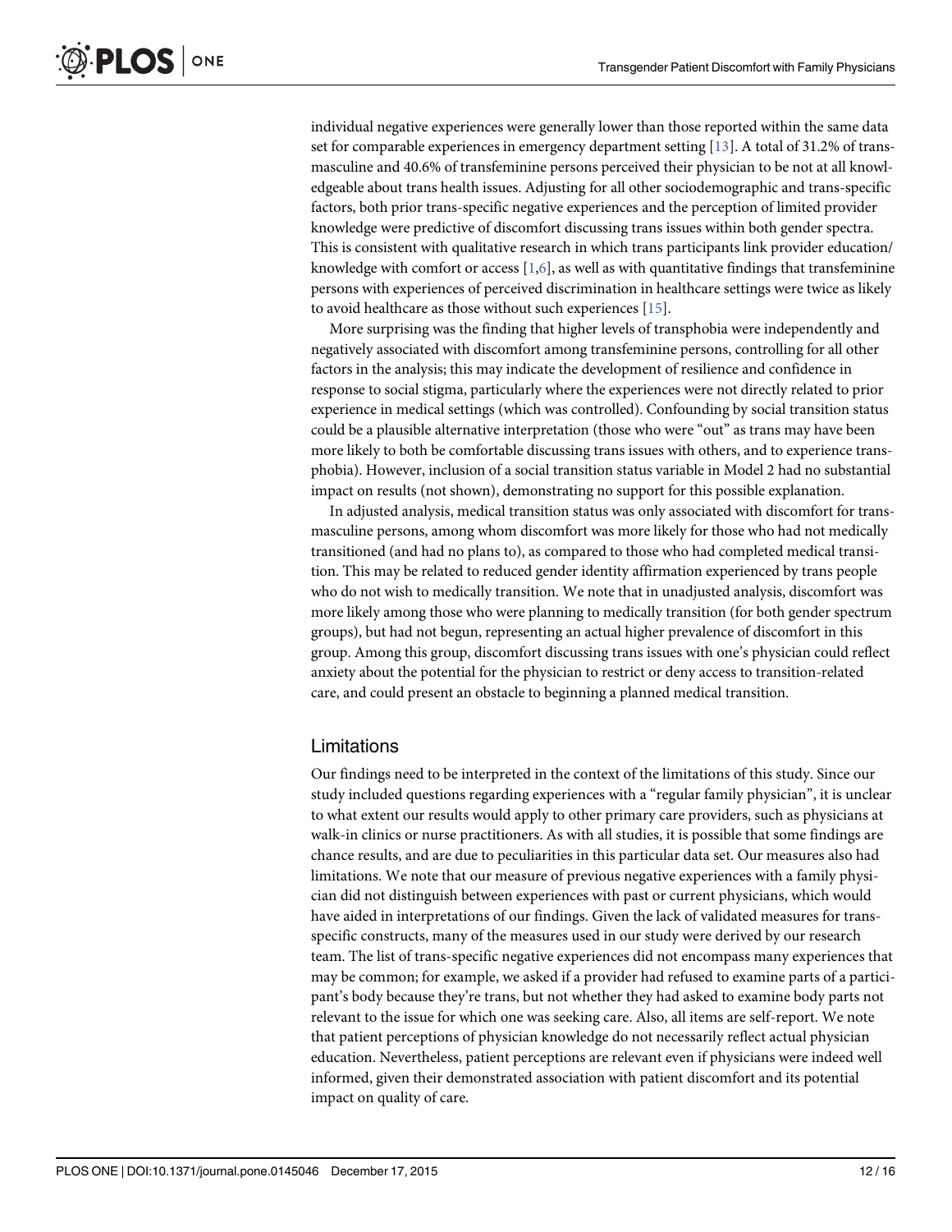individual negative experiences were generally lower than those reported within the same data set for comparable experiences in emergency department setting [13]. A total of 31.2% of transmasculine and 40.6% of transfeminine persons perceived their physician to be not at all knowledgeable about trans health issues. Adjusting for all other sociodemographic and trans-specific factors, both prior trans-specific negative experiences and the perception of limited provider knowledge were predictive of discomfort discussing trans issues within both gender spectra. This is consistent with qualitative research in which trans participants link provider education/knowledge with comfort or access [1,6], as well as with quantitative findings that transfeminine persons with experiences of perceived discrimination in healthcare settings were twice as likely to avoid healthcare as those without such experiences [15].

More surprising was the finding that higher levels of transphobia were independently and negatively associated with discomfort among transfeminine persons, controlling for all other factors in the analysis; this may indicate the development of resilience and confidence in response to social stigma, particularly where the experiences were not directly related to prior experience in medical settings (which was controlled). Confounding by social transition status could be a plausible alternative interpretation (those who were "out" as trans may have been more likely to both be comfortable discussing trans issues with others, and to experience transphobia). However, inclusion of a social transition status variable in Model 2 had no substantial impact on results (not shown), demonstrating no support for this possible explanation.

In adjusted analysis, medical transition status was only associated with discomfort for transmasculine persons, among whom discomfort was more likely for those who had not medically transitioned (and had no plans to), as compared to those who had completed medical transition. This may be related to reduced gender identity affirmation experienced by trans people who do not wish to medically transition. We note that in unadjusted analysis, discomfort was more likely among those who were planning to medically transition (for both gender spectrum groups), but had not begun, representing an actual higher prevalence of discomfort in this group. Among this group, discomfort discussing trans issues with one's physician could reflect anxiety about the potential for the physician to restrict or deny access to transition-related care, and could present an obstacle to beginning a planned medical transition.

## Limitations

Our findings need to be interpreted in the context of the limitations of this study. Since our study included questions regarding experiences with a "regular family physician", it is unclear to what extent our results would apply to other primary care providers, such as physicians at walk-in clinics or nurse practitioners. As with all studies, it is possible that some findings are chance results, and are due to peculiarities in this particular data set. Our measures also had limitations. We note that our measure of previous negative experiences with a family physician did not distinguish between experiences with past or current physicians, which would have aided in interpretations of our findings. Given the lack of validated measures for trans-specific constructs, many of the measures used in our study were derived by our research team. The list of trans-specific negative experiences did not encompass many experiences that may be common; for example, we asked if a provider had refused to examine parts of a participant's body because they're trans, but not whether they had asked to examine body parts not relevant to the issue for which one was seeking care. Also, all items are self-report. We note that patient perceptions of physician knowledge do not necessarily reflect actual physician education. Nevertheless, patient perceptions are relevant even if physicians were indeed well informed, given their demonstrated association with patient discomfort and its potential impact on quality of care.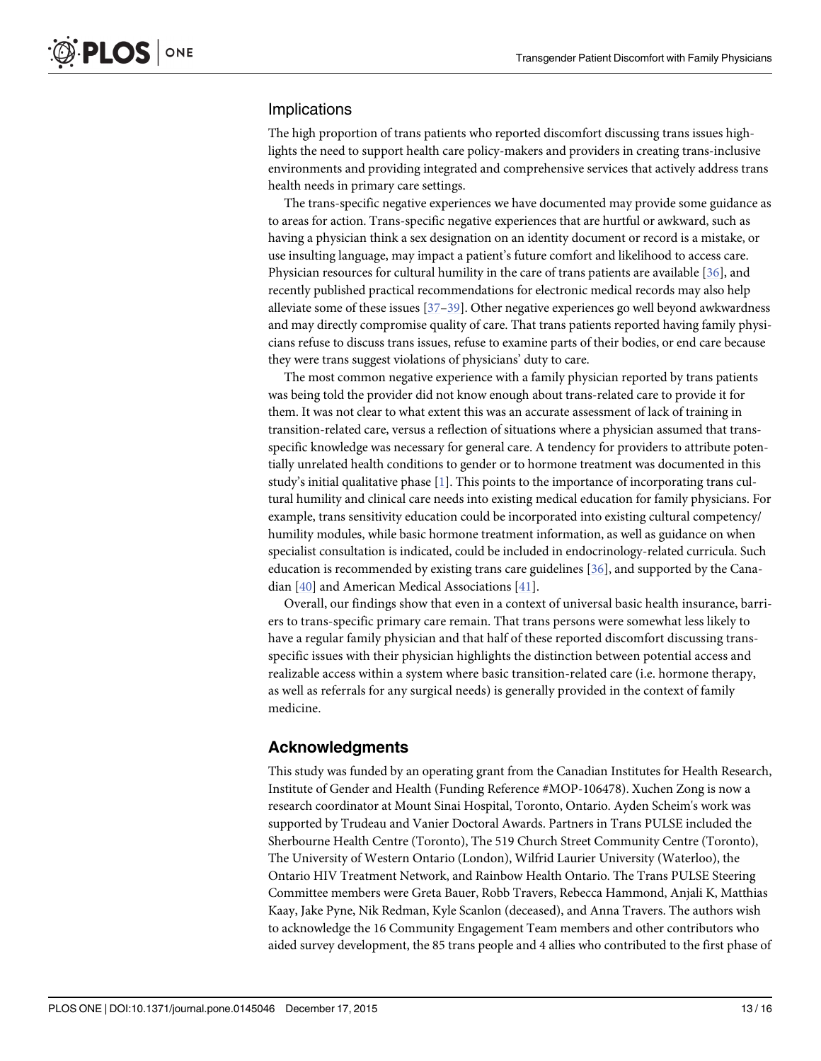### Implications

The high proportion of trans patients who reported discomfort discussing trans issues highlights the need to support health care policy-makers and providers in creating trans-inclusive environments and providing integrated and comprehensive services that actively address trans health needs in primary care settings.

The trans-specific negative experiences we have documented may provide some guidance as to areas for action. Trans-specific negative experiences that are hurtful or awkward, such as having a physician think a sex designation on an identity document or record is a mistake, or use insulting language, may impact a patient's future comfort and likelihood to access care. Physician resources for cultural humility in the care of trans patients are available [36], and recently published practical recommendations for electronic medical records may also help alleviate some of these issues [37–39]. Other negative experiences go well beyond awkwardness and may directly compromise quality of care. That trans patients reported having family physicians refuse to discuss trans issues, refuse to examine parts of their bodies, or end care because they were trans suggest violations of physicians' duty to care.

The most common negative experience with a family physician reported by trans patients was being told the provider did not know enough about trans-related care to provide it for them. It was not clear to what extent this was an accurate assessment of lack of training in transition-related care, versus a reflection of situations where a physician assumed that trans-specific knowledge was necessary for general care. A tendency for providers to attribute potentially unrelated health conditions to gender or to hormone treatment was documented in this study's initial qualitative phase [1]. This points to the importance of incorporating trans cultural humility and clinical care needs into existing medical education for family physicians. For example, trans sensitivity education could be incorporated into existing cultural competency/humility modules, while basic hormone treatment information, as well as guidance on when specialist consultation is indicated, could be included in endocrinology-related curricula. Such education is recommended by existing trans care guidelines [36], and supported by the Canadian [40] and American Medical Associations [41].

Overall, our findings show that even in a context of universal basic health insurance, barriers to trans-specific primary care remain. That trans persons were somewhat less likely to have a regular family physician and that half of these reported discomfort discussing trans-specific issues with their physician highlights the distinction between potential access and realizable access within a system where basic transition-related care (i.e. hormone therapy, as well as referrals for any surgical needs) is generally provided in the context of family medicine.

## Acknowledgments

This study was funded by an operating grant from the Canadian Institutes for Health Research, Institute of Gender and Health (Funding Reference #MOP-106478). Xuchen Zong is now a research coordinator at Mount Sinai Hospital, Toronto, Ontario. Ayden Scheim's work was supported by Trudeau and Vanier Doctoral Awards. Partners in Trans PULSE included the Sherbourne Health Centre (Toronto), The 519 Church Street Community Centre (Toronto), The University of Western Ontario (London), Wilfrid Laurier University (Waterloo), the Ontario HIV Treatment Network, and Rainbow Health Ontario. The Trans PULSE Steering Committee members were Greta Bauer, Robb Travers, Rebecca Hammond, Anjali K, Matthias Kaay, Jake Pyne, Nik Redman, Kyle Scanlon (deceased), and Anna Travers. The authors wish to acknowledge the 16 Community Engagement Team members and other contributors who aided survey development, the 85 trans people and 4 allies who contributed to the first phase of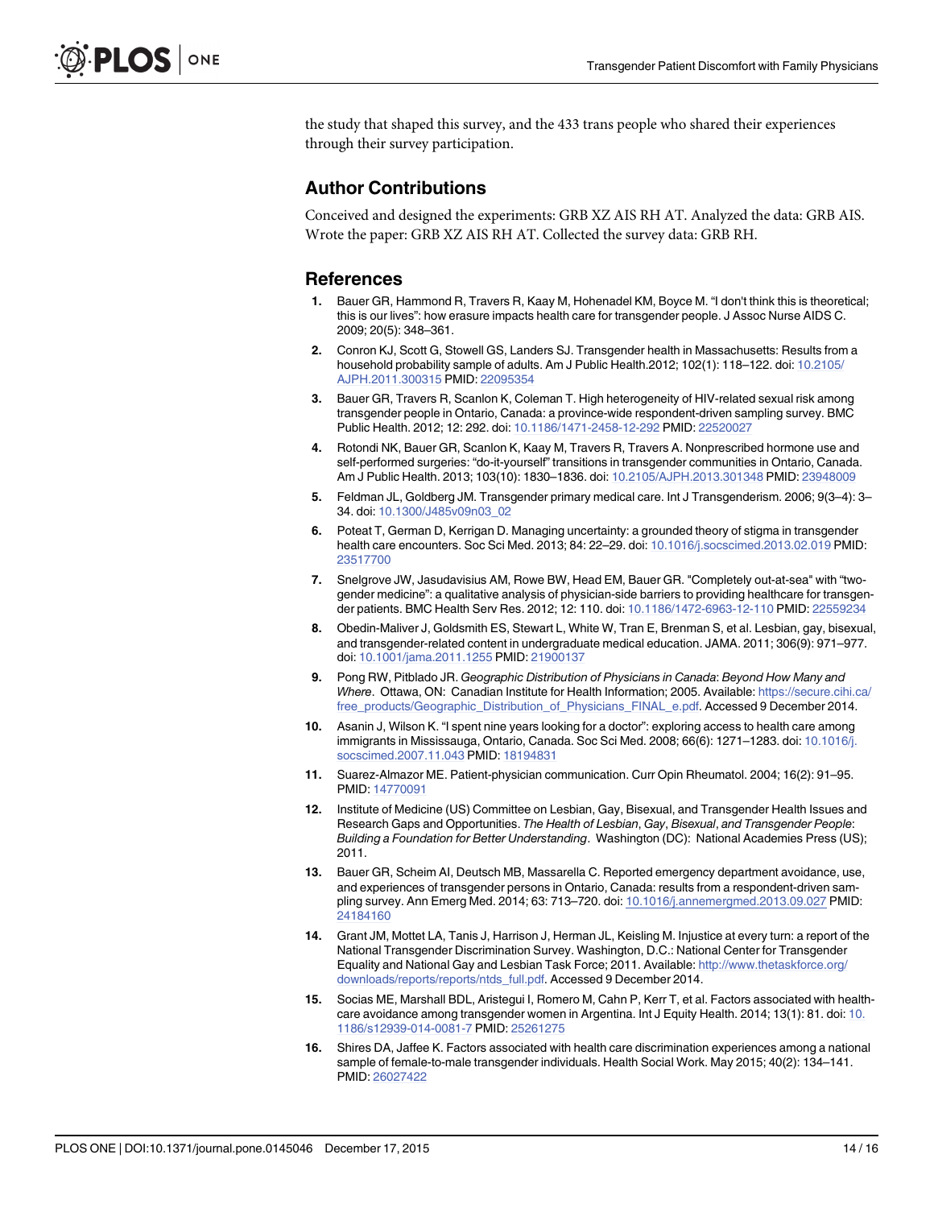the study that shaped this survey, and the 433 trans people who shared their experiences through their survey participation.

## Author Contributions

Conceived and designed the experiments: GRB XZ AIS RH AT. Analyzed the data: GRB AIS. Wrote the paper: GRB XZ AIS RH AT. Collected the survey data: GRB RH.

## References

1. Bauer GR, Hammond R, Travers R, Kaay M, Hohenadel KM, Boyce M. "I don't think this is theoretical; this is our lives": how erasure impacts health care for transgender people. J Assoc Nurse AIDS C. 2009; 20(5): 348–361.
2. Conron KJ, Scott G, Stowell GS, Landers SJ. Transgender health in Massachusetts: Results from a household probability sample of adults. Am J Public Health.2012; 102(1): 118–122. doi: 10.2105/AJPH.2011.300315 PMID: 22095354
3. Bauer GR, Travers R, Scanlon K, Coleman T. High heterogeneity of HIV-related sexual risk among transgender people in Ontario, Canada: a province-wide respondent-driven sampling survey. BMC Public Health. 2012; 12: 292. doi: 10.1186/1471-2458-12-292 PMID: 22520027
4. Rotondi NK, Bauer GR, Scanlon K, Kaay M, Travers R, Travers A. Nonprescribed hormone use and self-performed surgeries: "do-it-yourself" transitions in transgender communities in Ontario, Canada. Am J Public Health. 2013; 103(10): 1830–1836. doi: 10.2105/AJPH.2013.301348 PMID: 23948009
5. Feldman JL, Goldberg JM. Transgender primary medical care. Int J Transgenderism. 2006; 9(3–4): 3–34. doi: 10.1300/J485v09n03_02
6. Poteat T, German D, Kerrigan D. Managing uncertainty: a grounded theory of stigma in transgender health care encounters. Soc Sci Med. 2013; 84: 22–29. doi: 10.1016/j.socscimed.2013.02.019 PMID: 23517700
7. Snelgrove JW, Jasudavisius AM, Rowe BW, Head EM, Bauer GR. "Completely out-at-sea" with "two-gender medicine": a qualitative analysis of physician-side barriers to providing healthcare for transgender patients. BMC Health Serv Res. 2012; 12: 110. doi: 10.1186/1472-6963-12-110 PMID: 22559234
8. Obedin-Maliver J, Goldsmith ES, Stewart L, White W, Tran E, Brenman S, et al. Lesbian, gay, bisexual, and transgender-related content in undergraduate medical education. JAMA. 2011; 306(9): 971–977. doi: 10.1001/jama.2011.1255 PMID: 21900137
9. Pong RW, Pitblado JR. *Geographic Distribution of Physicians in Canada*: *Beyond How Many and Where*. Ottawa, ON: Canadian Institute for Health Information; 2005. Available: https://secure.cihi.ca/free_products/Geographic_Distribution_of_Physicians_FINAL_e.pdf. Accessed 9 December 2014.
10. Asanin J, Wilson K. "I spent nine years looking for a doctor": exploring access to health care among immigrants in Mississauga, Ontario, Canada. Soc Sci Med. 2008; 66(6): 1271–1283. doi: 10.1016/j.socscimed.2007.11.043 PMID: 18194831
11. Suarez-Almazor ME. Patient-physician communication. Curr Opin Rheumatol. 2004; 16(2): 91–95. PMID: 14770091
12. Institute of Medicine (US) Committee on Lesbian, Gay, Bisexual, and Transgender Health Issues and Research Gaps and Opportunities. *The Health of Lesbian*, *Gay*, *Bisexual*, *and Transgender People*: *Building a Foundation for Better Understanding*. Washington (DC): National Academies Press (US); 2011.
13. Bauer GR, Scheim AI, Deutsch MB, Massarella C. Reported emergency department avoidance, use, and experiences of transgender persons in Ontario, Canada: results from a respondent-driven sampling survey. Ann Emerg Med. 2014; 63: 713–720. doi: 10.1016/j.annemergmed.2013.09.027 PMID: 24184160
14. Grant JM, Mottet LA, Tanis J, Harrison J, Herman JL, Keisling M. Injustice at every turn: a report of the National Transgender Discrimination Survey. Washington, D.C.: National Center for Transgender Equality and National Gay and Lesbian Task Force; 2011. Available: http://www.thetaskforce.org/downloads/reports/reports/ntds_full.pdf. Accessed 9 December 2014.
15. Socias ME, Marshall BDL, Aristegui I, Romero M, Cahn P, Kerr T, et al. Factors associated with healthcare avoidance among transgender women in Argentina. Int J Equity Health. 2014; 13(1): 81. doi: 10.1186/s12939-014-0081-7 PMID: 25261275
16. Shires DA, Jaffee K. Factors associated with health care discrimination experiences among a national sample of female-to-male transgender individuals. Health Social Work. May 2015; 40(2): 134–141. PMID: 26027422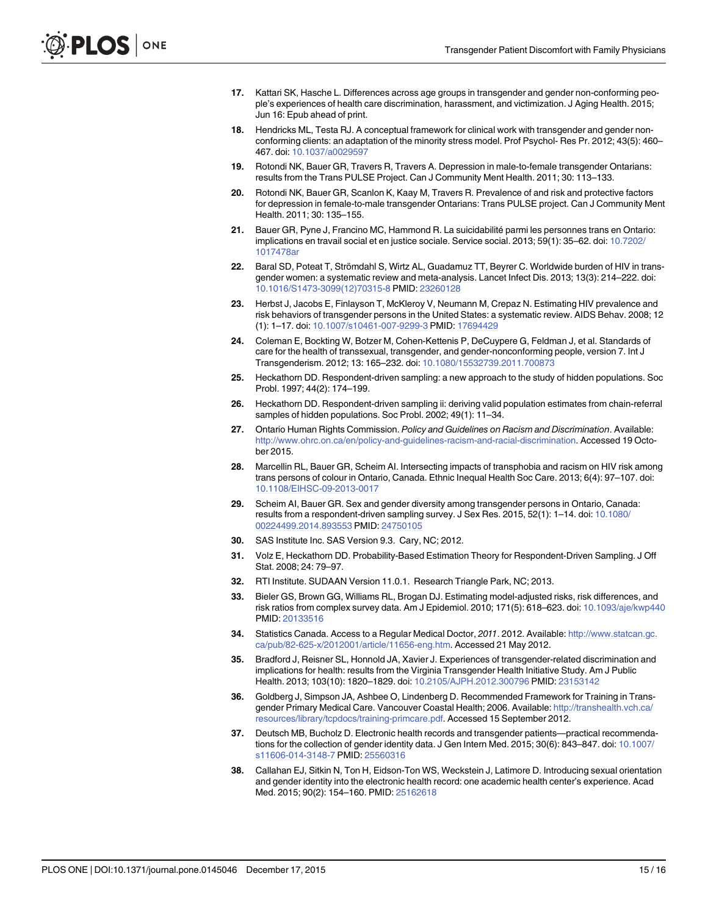17. Kattari SK, Hasche L. Differences across age groups in transgender and gender non-conforming people's experiences of health care discrimination, harassment, and victimization. J Aging Health. 2015; Jun 16: Epub ahead of print.

18. Hendricks ML, Testa RJ. A conceptual framework for clinical work with transgender and gender non-conforming clients: an adaptation of the minority stress model. Prof Psychol- Res Pr. 2012; 43(5): 460–467. doi: 10.1037/a0029597

19. Rotondi NK, Bauer GR, Travers R, Travers A. Depression in male-to-female transgender Ontarians: results from the Trans PULSE Project. Can J Community Ment Health. 2011; 30: 113–133.

20. Rotondi NK, Bauer GR, Scanlon K, Kaay M, Travers R. Prevalence of and risk and protective factors for depression in female-to-male transgender Ontarians: Trans PULSE project. Can J Community Ment Health. 2011; 30: 135–155.

21. Bauer GR, Pyne J, Francino MC, Hammond R. La suicidabilité parmi les personnes trans en Ontario: implications en travail social et en justice sociale. Service social. 2013; 59(1): 35–62. doi: 10.7202/1017478ar

22. Baral SD, Poteat T, Strömdahl S, Wirtz AL, Guadamuz TT, Beyrer C. Worldwide burden of HIV in transgender women: a systematic review and meta-analysis. Lancet Infect Dis. 2013; 13(3): 214–222. doi: 10.1016/S1473-3099(12)70315-8 PMID: 23260128

23. Herbst J, Jacobs E, Finlayson T, McKleroy V, Neumann M, Crepaz N. Estimating HIV prevalence and risk behaviors of transgender persons in the United States: a systematic review. AIDS Behav. 2008; 12 (1): 1–17. doi: 10.1007/s10461-007-9299-3 PMID: 17694429

24. Coleman E, Bockting W, Botzer M, Cohen-Kettenis P, DeCuypere G, Feldman J, et al. Standards of care for the health of transsexual, transgender, and gender-nonconforming people, version 7. Int J Transgenderism. 2012; 13: 165–232. doi: 10.1080/15532739.2011.700873

25. Heckathorn DD. Respondent-driven sampling: a new approach to the study of hidden populations. Soc Probl. 1997; 44(2): 174–199.

26. Heckathorn DD. Respondent-driven sampling ii: deriving valid population estimates from chain-referral samples of hidden populations. Soc Probl. 2002; 49(1): 11–34.

27. Ontario Human Rights Commission. *Policy and Guidelines on Racism and Discrimination*. Available: http://www.ohrc.on.ca/en/policy-and-guidelines-racism-and-racial-discrimination. Accessed 19 October 2015.

28. Marcellin RL, Bauer GR, Scheim AI. Intersecting impacts of transphobia and racism on HIV risk among trans persons of colour in Ontario, Canada. Ethnic Inequal Health Soc Care. 2013; 6(4): 97–107. doi: 10.1108/EIHSC-09-2013-0017

29. Scheim AI, Bauer GR. Sex and gender diversity among transgender persons in Ontario, Canada: results from a respondent-driven sampling survey. J Sex Res. 2015, 52(1): 1–14. doi: 10.1080/00224499.2014.893553 PMID: 24750105

30. SAS Institute Inc. SAS Version 9.3. Cary, NC; 2012.

31. Volz E, Heckathorn DD. Probability-Based Estimation Theory for Respondent-Driven Sampling. J Off Stat. 2008; 24: 79–97.

32. RTI Institute. SUDAAN Version 11.0.1. Research Triangle Park, NC; 2013.

33. Bieler GS, Brown GG, Williams RL, Brogan DJ. Estimating model-adjusted risks, risk differences, and risk ratios from complex survey data. Am J Epidemiol. 2010; 171(5): 618–623. doi: 10.1093/aje/kwp440 PMID: 20133516

34. Statistics Canada. Access to a Regular Medical Doctor, *2011*. 2012. Available: http://www.statcan.gc.ca/pub/82-625-x/2012001/article/11656-eng.htm. Accessed 21 May 2012.

35. Bradford J, Reisner SL, Honnold JA, Xavier J. Experiences of transgender-related discrimination and implications for health: results from the Virginia Transgender Health Initiative Study. Am J Public Health. 2013; 103(10): 1820–1829. doi: 10.2105/AJPH.2012.300796 PMID: 23153142

36. Goldberg J, Simpson JA, Ashbee O, Lindenberg D. Recommended Framework for Training in Transgender Primary Medical Care. Vancouver Coastal Health; 2006. Available: http://transhealth.vch.ca/resources/library/tcpdocs/training-primcare.pdf. Accessed 15 September 2012.

37. Deutsch MB, Bucholz D. Electronic health records and transgender patients—practical recommendations for the collection of gender identity data. J Gen Intern Med. 2015; 30(6): 843–847. doi: 10.1007/s11606-014-3148-7 PMID: 25560316

38. Callahan EJ, Sitkin N, Ton H, Eidson-Ton WS, Weckstein J, Latimore D. Introducing sexual orientation and gender identity into the electronic health record: one academic health center's experience. Acad Med. 2015; 90(2): 154–160. PMID: 25162618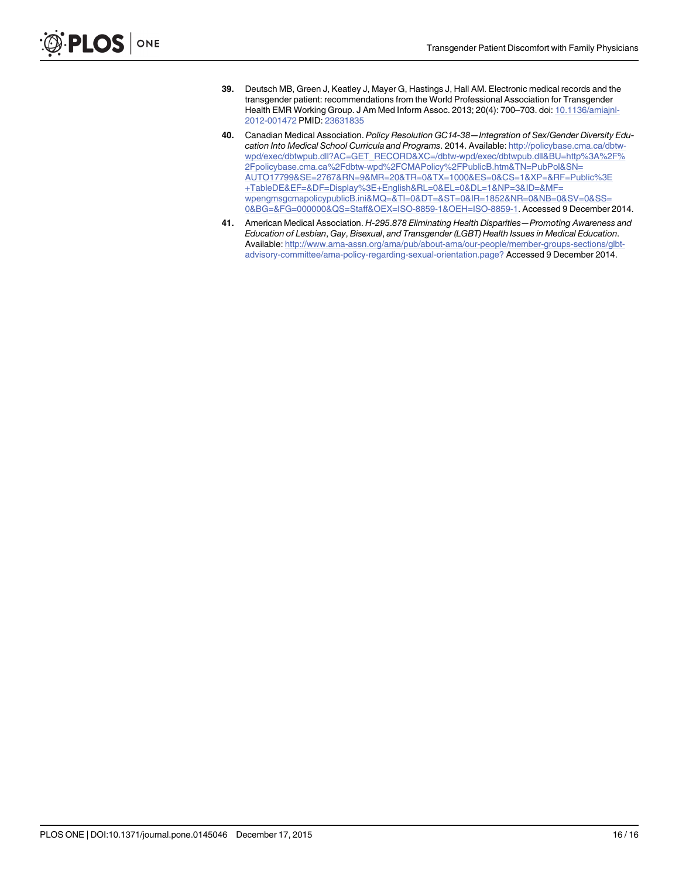39. Deutsch MB, Green J, Keatley J, Mayer G, Hastings J, Hall AM. Electronic medical records and the transgender patient: recommendations from the World Professional Association for Transgender Health EMR Working Group. J Am Med Inform Assoc. 2013; 20(4): 700–703. doi: 10.1136/amiajnl-2012-001472 PMID: 23631835

40. Canadian Medical Association. *Policy Resolution GC14-38—Integration of Sex/Gender Diversity Education Into Medical School Curricula and Programs*. 2014. Available: http://policybase.cma.ca/dbtw-wpd/exec/dbtwpub.dll?AC=GET_RECORD&XC=/dbtw-wpd/exec/dbtwpub.dll&BU=http%3A%2F%2Fpolicybase.cma.ca%2Fdbtw-wpd%2FCMAPolicy%2FPublicB.htm&TN=PubPol&SN=AUTO17799&SE=2767&RN=9&MR=20&TR=0&TX=1000&ES=0&CS=1&XP=&RF=Public%3E+TableDE&EF=&DF=Display%3E+English&RL=0&EL=0&DL=1&NP=3&ID=&MF=wpengmsgcmapolicypublicB.ini&MQ=&TI=0&DT=&ST=0&IR=1852&NR=0&NB=0&SV=0&SS=0&BG=&FG=000000&QS=Staff&OEX=ISO-8859-1&OEH=ISO-8859-1. Accessed 9 December 2014.

41. American Medical Association. *H-295.878 Eliminating Health Disparities—Promoting Awareness and Education of Lesbian, Gay, Bisexual, and Transgender (LGBT) Health Issues in Medical Education*. Available: http://www.ama-assn.org/ama/pub/about-ama/our-people/member-groups-sections/glbt-advisory-committee/ama-policy-regarding-sexual-orientation.page? Accessed 9 December 2014.